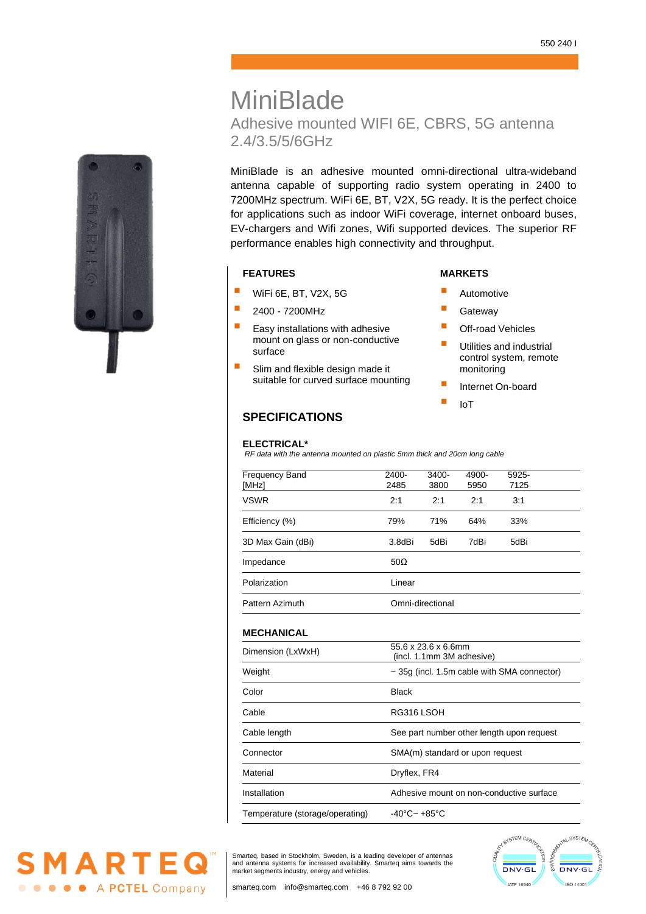# MiniBlade

## Adhesive mounted WIFI 6E, CBRS, 5G antenna 2.4/3.5/5/6GHz

MiniBlade is an adhesive mounted omni-directional ultra-wideband antenna capable of supporting radio system operating in 2400 to 7200MHz spectrum. WiFi 6E, BT, V2X, 5G ready. It is the perfect choice for applications such as indoor WiFi coverage, internet onboard buses, EV-chargers and Wifi zones, Wifi supported devices. The superior RF performance enables high connectivity and throughput.

### FEATURES

- WiFi 6E, BT, V2X, 5G
- 2400 - 7200MHz
- Easy installations with adhesive mount on glass or non-conductive surface
- Slim and flexible design made it suitable for curved surface mounting

### MARKETS

- Automotive
- Gateway
- Off-road Vehicles
- Utilities and industrial control system, remote monitoring
- Internet On-board
- IoT

## SPECIFICATIONS

### ELECTRICAL*

*RF data with the antenna mounted on plastic 5mm thick and 20cm long cable*

| Frequency Band [MHz] | 2400-2485 | 3400-3800 | 4900-5950 | 5925-7125 |
|---|---|---|---|---|
| VSWR | 2:1 | 2:1 | 2:1 | 3:1 |
| Efficiency (%) | 79% | 71% | 64% | 33% |
| 3D Max Gain (dBi) | 3.8dBi | 5dBi | 7dBi | 5dBi |
| Impedance | 50Ω | | | |
| Polarization | Linear | | | |
| Pattern Azimuth | Omni-directional | | | |

### MECHANICAL

| | |
|---|---|
| Dimension (LxWxH) | 55.6 x 23.6 x 6.6mm (incl. 1.1mm 3M adhesive) |
| Weight | ~ 35g (incl. 1.5m cable with SMA connector) |
| Color | Black |
| Cable | RG316 LSOH |
| Cable length | See part number other length upon request |
| Connector | SMA(m) standard or upon request |
| Material | Dryflex, FR4 |
| Installation | Adhesive mount on non-conductive surface |
| Temperature (storage/operating) | -40°C~ +85°C |

Smarteq, based in Stockholm, Sweden, is a leading developer of antennas and antenna systems for increased availability. Smarteq aims towards the market segments industry, energy and vehicles.

smarteq.com info@smarteq.com +46 8 792 92 00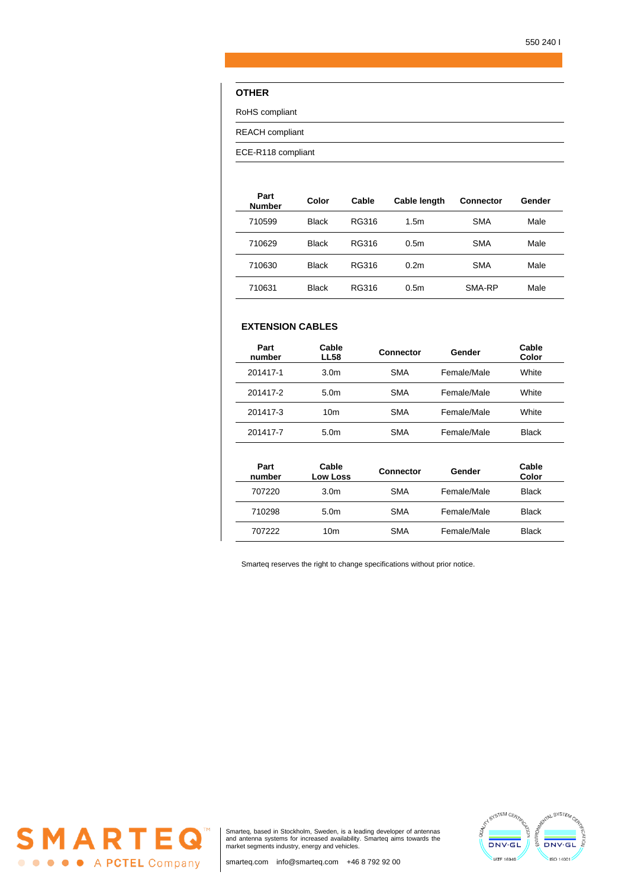### OTHER

RoHS compliant

REACH compliant

ECE-R118 compliant

| Part Number | Color | Cable | Cable length | Connector | Gender |
|---|---|---|---|---|---|
| 710599 | Black | RG316 | 1.5m | SMA | Male |
| 710629 | Black | RG316 | 0.5m | SMA | Male |
| 710630 | Black | RG316 | 0.2m | SMA | Male |
| 710631 | Black | RG316 | 0.5m | SMA-RP | Male |

### EXTENSION CABLES

| Part number | Cable LL58 | Connector | Gender | Cable Color |
|---|---|---|---|---|
| 201417-1 | 3.0m | SMA | Female/Male | White |
| 201417-2 | 5.0m | SMA | Female/Male | White |
| 201417-3 | 10m | SMA | Female/Male | White |
| 201417-7 | 5.0m | SMA | Female/Male | Black |

| Part number | Cable Low Loss | Connector | Gender | Cable Color |
|---|---|---|---|---|
| 707220 | 3.0m | SMA | Female/Male | Black |
| 710298 | 5.0m | SMA | Female/Male | Black |
| 707222 | 10m | SMA | Female/Male | Black |

Smarteq reserves the right to change specifications without prior notice.

Smarteq, based in Stockholm, Sweden, is a leading developer of antennas and antenna systems for increased availability. Smarteq aims towards the market segments industry, energy and vehicles.

smarteq.com info@smarteq.com +46 8 792 92 00